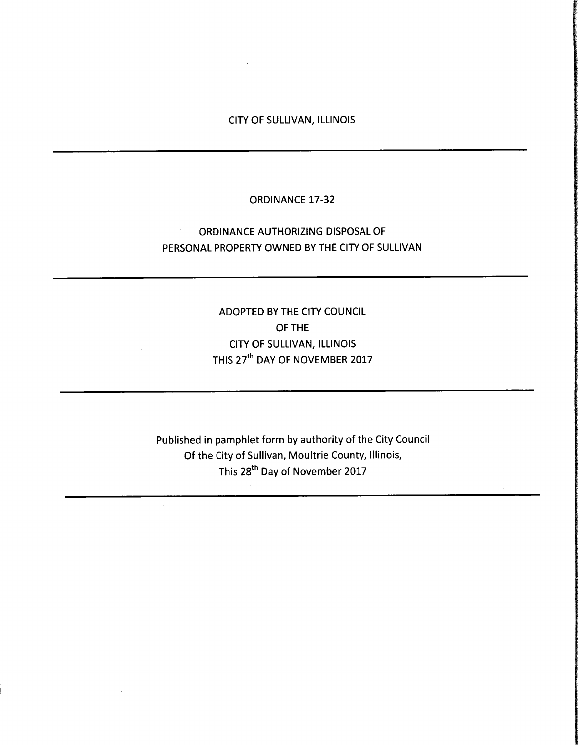CITY OF SULLIVAN, ILLINOIS

---

ORDINANCE 17-32

ORDINANCE AUTHORIZING DISPOSAL OF
PERSONAL PROPERTY OWNED BY THE CITY OF SULLIVAN

---

ADOPTED BY THE CITY COUNCIL
OF THE
CITY OF SULLIVAN, ILLINOIS
THIS 27th DAY OF NOVEMBER 2017

---

Published in pamphlet form by authority of the City Council
Of the City of Sullivan, Moultrie County, Illinois,
This 28th Day of November 2017

---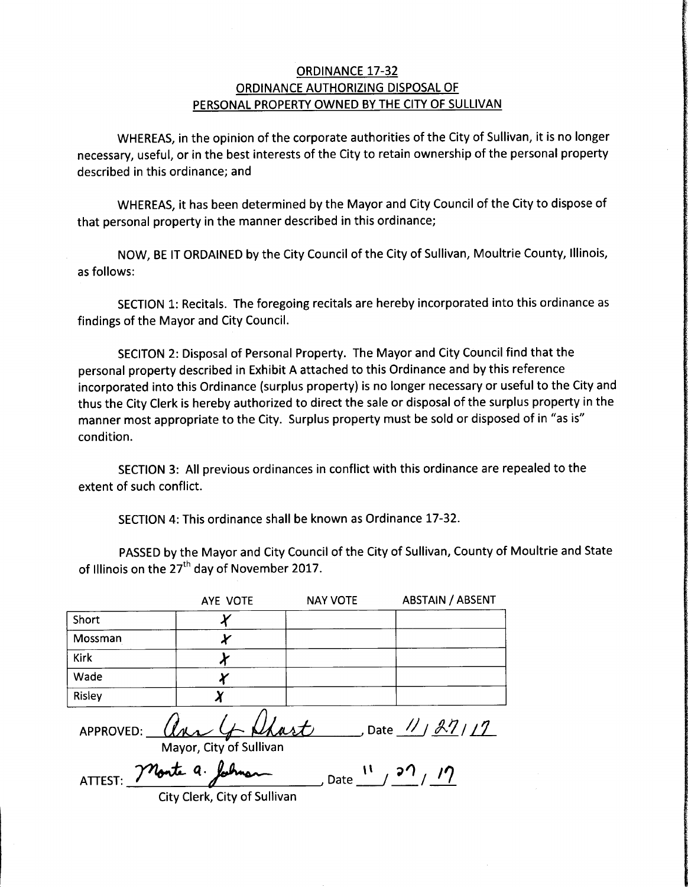# ORDINANCE 17-32
## ORDINANCE AUTHORIZING DISPOSAL OF PERSONAL PROPERTY OWNED BY THE CITY OF SULLIVAN

WHEREAS, in the opinion of the corporate authorities of the City of Sullivan, it is no longer necessary, useful, or in the best interests of the City to retain ownership of the personal property described in this ordinance; and

WHEREAS, it has been determined by the Mayor and City Council of the City to dispose of that personal property in the manner described in this ordinance;

NOW, BE IT ORDAINED by the City Council of the City of Sullivan, Moultrie County, Illinois, as follows:

SECTION 1: Recitals. The foregoing recitals are hereby incorporated into this ordinance as findings of the Mayor and City Council.

SECITON 2: Disposal of Personal Property. The Mayor and City Council find that the personal property described in Exhibit A attached to this Ordinance and by this reference incorporated into this Ordinance (surplus property) is no longer necessary or useful to the City and thus the City Clerk is hereby authorized to direct the sale or disposal of the surplus property in the manner most appropriate to the City. Surplus property must be sold or disposed of in "as is" condition.

SECTION 3: All previous ordinances in conflict with this ordinance are repealed to the extent of such conflict.

SECTION 4: This ordinance shall be known as Ordinance 17-32.

PASSED by the Mayor and City Council of the City of Sullivan, County of Moultrie and State of Illinois on the 27th day of November 2017.

| | AYE VOTE | NAY VOTE | ABSTAIN / ABSENT |
|---|---|---|---|
| Short | X | | |
| Mossman | X | | |
| Kirk | X | | |
| Wade | X | | |
| Risley | X | | |

APPROVED: *Ann G. Short*, Date 11/27/17
Mayor, City of Sullivan

ATTEST: *Monte a. Johnson*, Date 11/27/17
City Clerk, City of Sullivan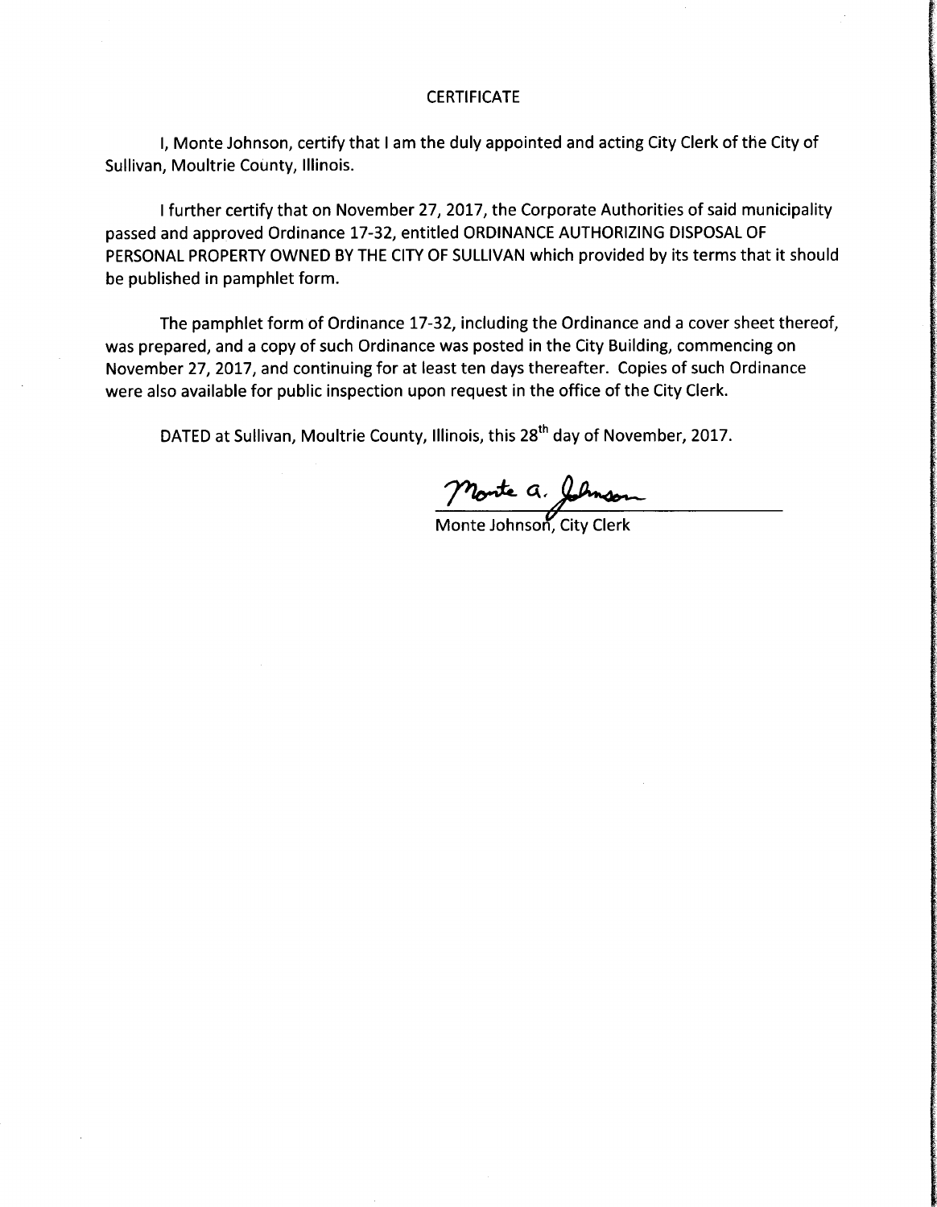# CERTIFICATE

I, Monte Johnson, certify that I am the duly appointed and acting City Clerk of the City of Sullivan, Moultrie County, Illinois.

I further certify that on November 27, 2017, the Corporate Authorities of said municipality passed and approved Ordinance 17-32, entitled ORDINANCE AUTHORIZING DISPOSAL OF PERSONAL PROPERTY OWNED BY THE CITY OF SULLIVAN which provided by its terms that it should be published in pamphlet form.

The pamphlet form of Ordinance 17-32, including the Ordinance and a cover sheet thereof, was prepared, and a copy of such Ordinance was posted in the City Building, commencing on November 27, 2017, and continuing for at least ten days thereafter. Copies of such Ordinance were also available for public inspection upon request in the office of the City Clerk.

DATED at Sullivan, Moultrie County, Illinois, this 28th day of November, 2017.

Monte a. Johnson

Monte Johnson, City Clerk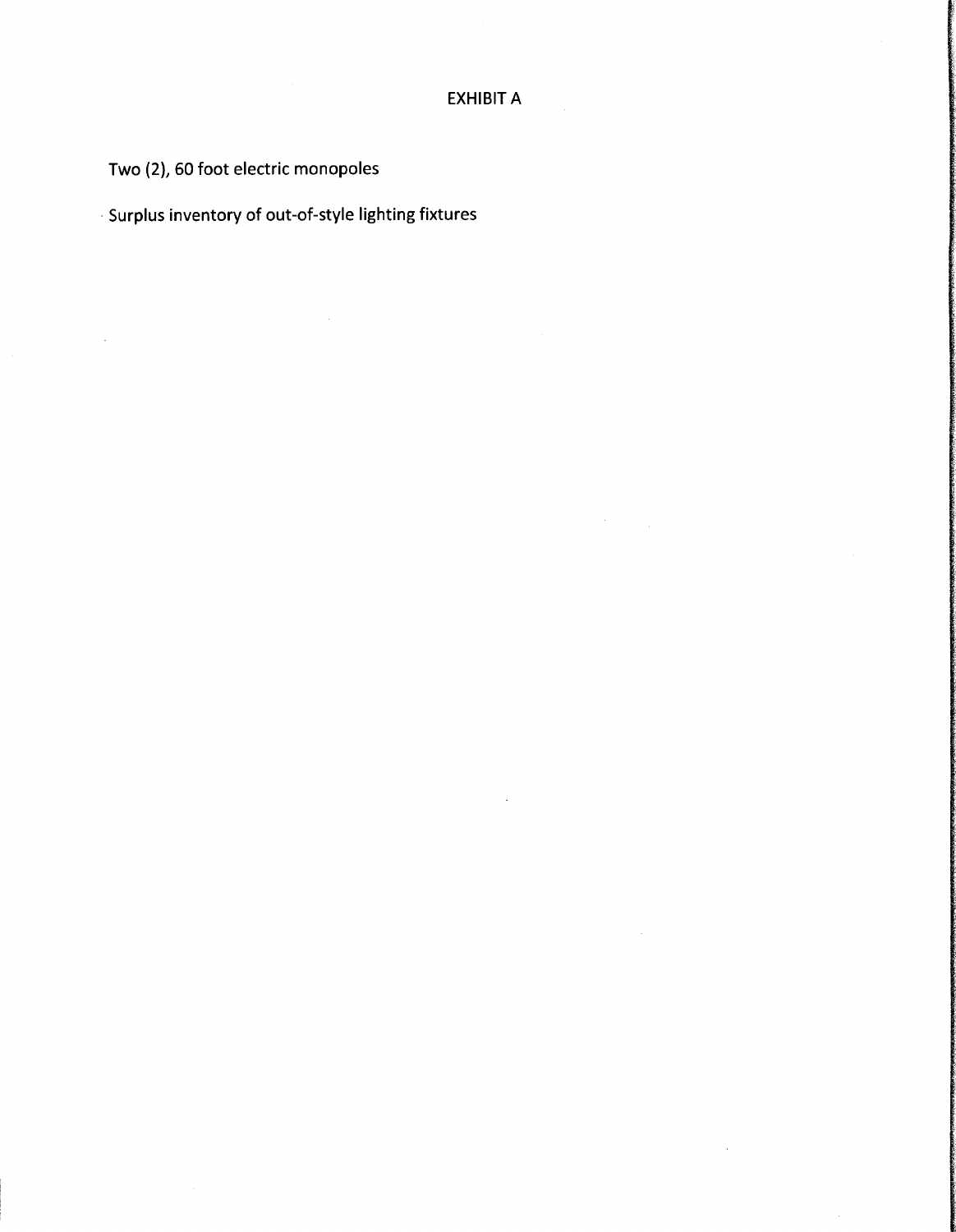# EXHIBIT A

Two (2), 60 foot electric monopoles

Surplus inventory of out-of-style lighting fixtures